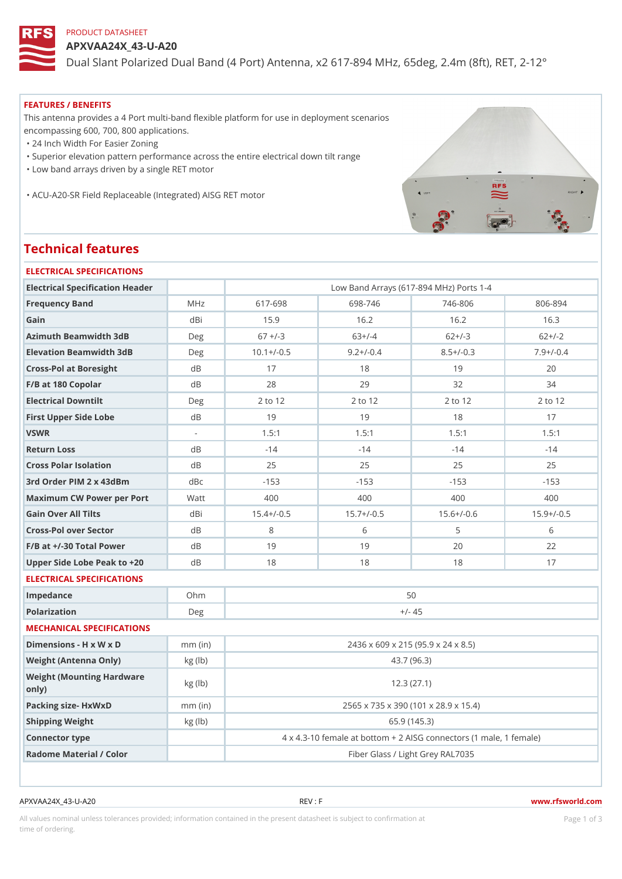PRODUCT DATASHEET

# APXVAA24X_43-U-A20

Dual Slant Polarized Dual Band (4 Port) Antenna, x2 617-894 MHz, 65deg, 2.4m (8ft), RET, 2-12°

## FEATURES / BENEFITS

This antenna provides a 4 Port multi-band flexible platform for use in deployment scenarios encompassing 600, 700, 800 applications.

- 24 Inch Width For Easier Zoning
- Superior elevation pattern performance across the entire electrical down tilt range
- Low band arrays driven by a single RET motor
- ACU-A20-SR Field Replaceable (Integrated) AISG RET motor

# Technical features

## ELECTRICAL SPECIFICATIONS

| Electrical Specification Header | | Low Band Arrays (617-894 MHz) Ports 1-4 | | | |
|---|---|---|---|---|---|
| Frequency Band | MHz | 617-698 | 698-746 | 746-806 | 806-894 |
| Gain | dBi | 15.9 | 16.2 | 16.2 | 16.3 |
| Azimuth Beamwidth 3dB | Deg | 67 +/-3 | 63+/-4 | 62+/-3 | 62+/-2 |
| Elevation Beamwidth 3dB | Deg | 10.1+/-0.5 | 9.2+/-0.4 | 8.5+/-0.3 | 7.9+/-0.4 |
| Cross-Pol at Boresight | dB | 17 | 18 | 19 | 20 |
| F/B at 180 Copolar | dB | 28 | 29 | 32 | 34 |
| Electrical Downtilt | Deg | 2 to 12 | 2 to 12 | 2 to 12 | 2 to 12 |
| First Upper Side Lobe | dB | 19 | 19 | 18 | 17 |
| VSWR | - | 1.5:1 | 1.5:1 | 1.5:1 | 1.5:1 |
| Return Loss | dB | -14 | -14 | -14 | -14 |
| Cross Polar Isolation | dB | 25 | 25 | 25 | 25 |
| 3rd Order PIM 2 x 43dBm | dBc | -153 | -153 | -153 | -153 |
| Maximum CW Power per Port | Watt | 400 | 400 | 400 | 400 |
| Gain Over All Tilts | dBi | 15.4+/-0.5 | 15.7+/-0.5 | 15.6+/-0.6 | 15.9+/-0.5 |
| Cross-Pol over Sector | dB | 8 | 6 | 5 | 6 |
| F/B at +/-30 Total Power | dB | 19 | 19 | 20 | 22 |
| Upper Side Lobe Peak to +20 | dB | 18 | 18 | 18 | 17 |

## ELECTRICAL SPECIFICATIONS

| | | |
|---|---|---|
| Impedance | Ohm | 50 |
| Polarization | Deg | +/- 45 |

## MECHANICAL SPECIFICATIONS

| | | |
|---|---|---|
| Dimensions - H x W x D | mm (in) | 2436 x 609 x 215 (95.9 x 24 x 8.5) |
| Weight (Antenna Only) | kg (lb) | 43.7 (96.3) |
| Weight (Mounting Hardware only) | kg (lb) | 12.3 (27.1) |
| Packing size- HxWxD | mm (in) | 2565 x 735 x 390 (101 x 28.9 x 15.4) |
| Shipping Weight | kg (lb) | 65.9 (145.3) |
| Connector type | | 4 x 4.3-10 female at bottom + 2 AISG connectors (1 male, 1 female) |
| Radome Material / Color | | Fiber Glass / Light Grey RAL7035 |

APXVAA24X_43-U-A20 REV : F www.rfsworld.com

All values nominal unless tolerances provided; information contained in the present datasheet is subject to confirmation at time of ordering.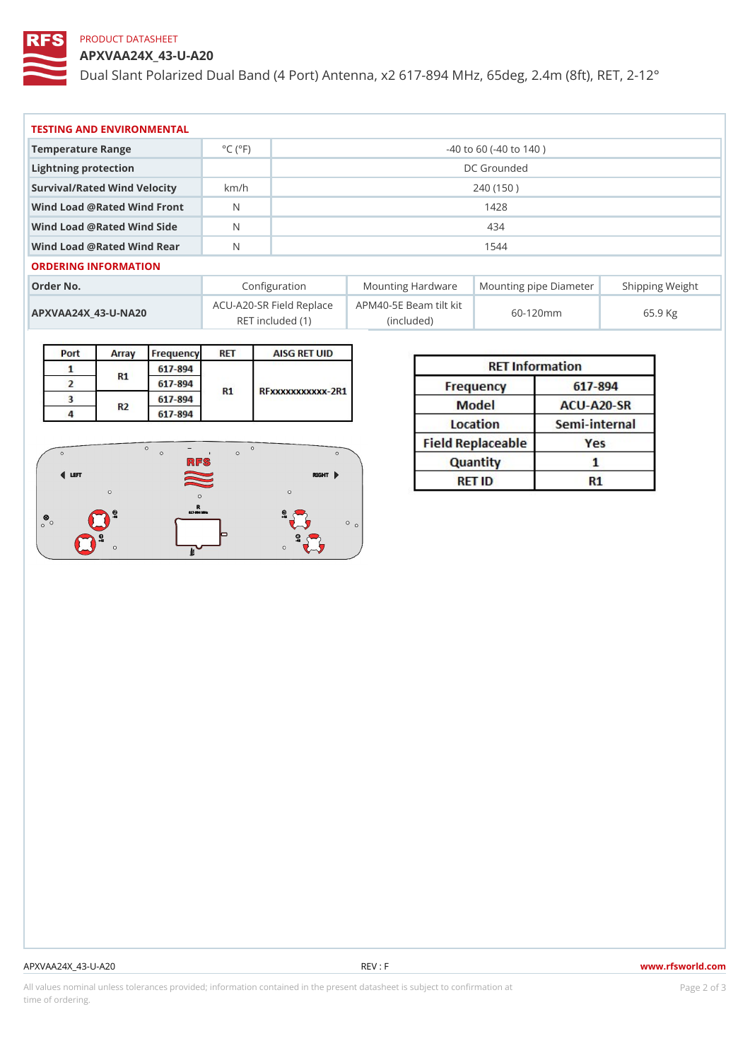PRODUCT DATASHEET

# APXVAA24X_43-U-A20

Dual Slant Polarized Dual Band (4 Port) Antenna, x2 617-894 MHz, 65deg, 2.4m (8ft), RET, 2-12°

## TESTING AND ENVIRONMENTAL

| | | |
|---|---|---|
| Temperature Range | °C (°F) | -40 to 60 (-40 to 140 ) |
| Lightning protection | | DC Grounded |
| Survival/Rated Wind Velocity | km/h | 240 (150 ) |
| Wind Load @Rated Wind Front | N | 1428 |
| Wind Load @Rated Wind Side | N | 434 |
| Wind Load @Rated Wind Rear | N | 1544 |

## ORDERING INFORMATION

| Order No. | Configuration | Mounting Hardware | Mounting pipe Diameter | Shipping Weight |
|---|---|---|---|---|
| APXVAA24X_43-U-NA20 | ACU-A20-SR Field Replace RET included (1) | APM40-5E Beam tilt kit (included) | 60-120mm | 65.9 Kg |

| Port | Array | Frequency | RET | AISG RET UID |
|---|---|---|---|---|
| 1 | R1 | 617-894 | R1 | RFxxxxxxxxxxx-2R1 |
| 2 | | 617-894 | | |
| 3 | R2 | 617-894 | | |
| 4 | | 617-894 | | |

| RET Information | |
|---|---|
| Frequency | 617-894 |
| Model | ACU-A20-SR |
| Location | Semi-internal |
| Field Replaceable | Yes |
| Quantity | 1 |
| RET ID | R1 |

APXVAA24X_43-U-A20 REV : F www.rfsworld.com

All values nominal unless tolerances provided; information contained in the present datasheet is subject to confirmation at time of ordering.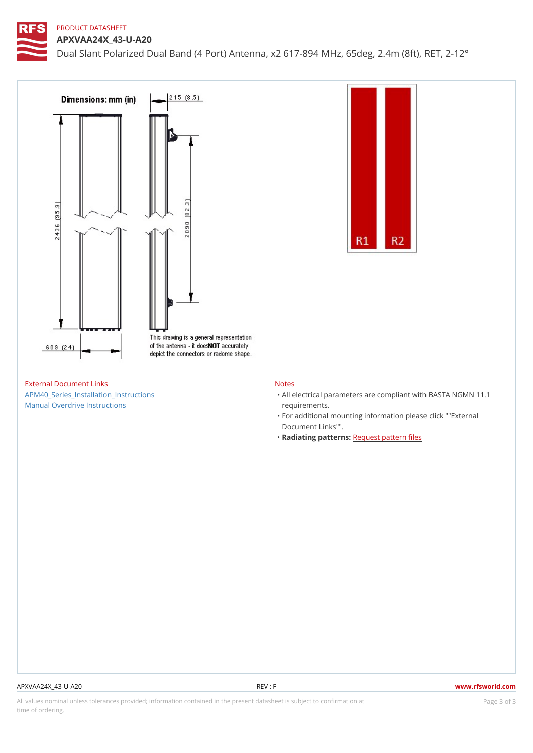PRODUCT DATASHEET

# APXVAA24X_43-U-A20

Dual Slant Polarized Dual Band (4 Port) Antenna, x2 617-894 MHz, 65deg, 2.4m (8ft), RET, 2-12°

Dimensions: mm (in)

215 (8.5)

2436 (95.9)

2090 (82.3)

609 (24)

This drawing is a general representation of the antenna - it does NOT accurately depict the connectors or radome shape.

R1 R2

## External Document Links

APM40_Series_Installation_Instructions

Manual Overdrive Instructions

## Notes

- All electrical parameters are compliant with BASTA NGMN 11.1 requirements.
- For additional mounting information please click ""External Document Links"".
- **Radiating patterns:** Request pattern files